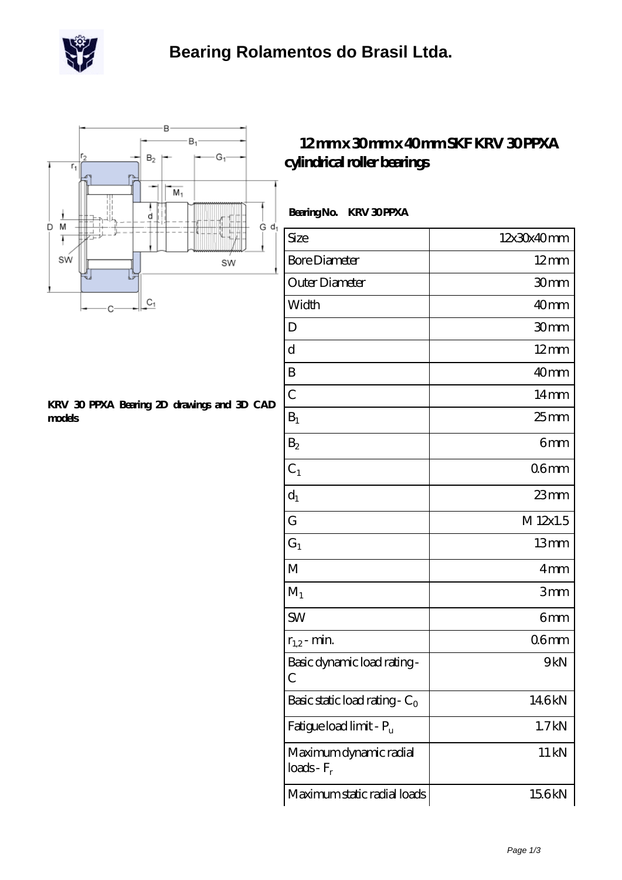# Bearing Rolamentos do Brasil Ltda.

## 12 mm x 30 mm x 40 mm SKF KRV 30 PPXA cylindrical roller bearings

**KRV 30 PPXA Bearing 2D drawings and 3D CAD models**

**Bearing No. KRV 30 PPXA**

| Size | 12x30x40 mm |
|---|---|
| Bore Diameter | 12 mm |
| Outer Diameter | 30 mm |
| Width | 40 mm |
| D | 30 mm |
| d | 12 mm |
| B | 40 mm |
| C | 14 mm |
| $B_1$ | 25 mm |
| $B_2$ | 6 mm |
| $C_1$ | 0.6 mm |
| $d_1$ | 23 mm |
| G | M 12x1.5 |
| $G_1$ | 13 mm |
| M | 4 mm |
| $M_1$ | 3 mm |
| SW | 6 mm |
| $r_{1,2}$ - min. | 0.6 mm |
| Basic dynamic load rating - C | 9 kN |
| Basic static load rating - $C_0$ | 14.6 kN |
| Fatigue load limit - $P_u$ | 1.7 kN |
| Maximum dynamic radial loads - $F_r$ | 11 kN |
| Maximum static radial loads | 15.6 kN |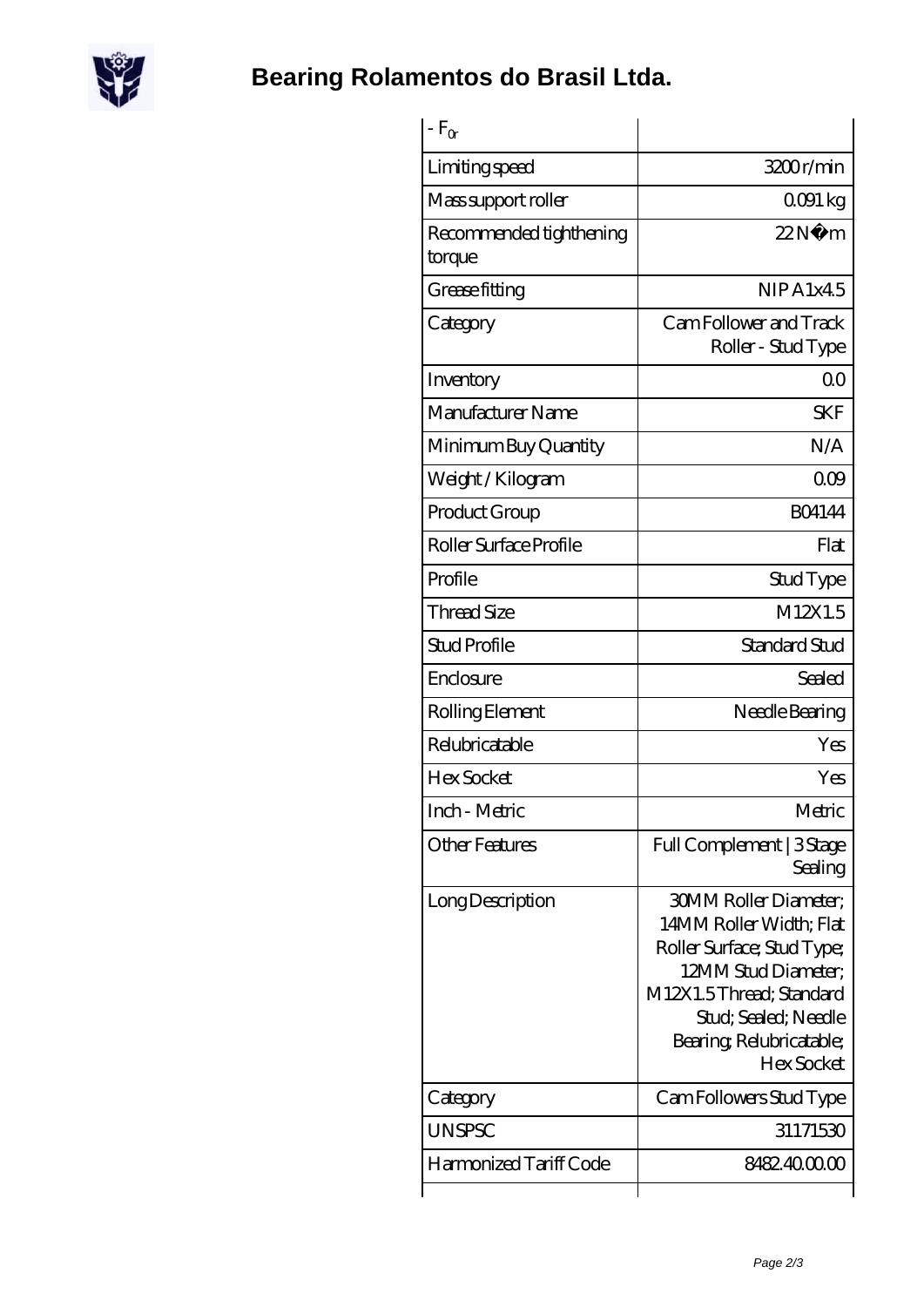# Bearing Rolamentos do Brasil Ltda.

| - $F_{0r}$ | |
|---|---|
| Limiting speed | 3200 r/min |
| Mass support roller | 0.091 kg |
| Recommended tighthening torque | 22 N·m |
| Grease fitting | NIP A1x4.5 |
| Category | Cam Follower and Track Roller - Stud Type |
| Inventory | 0.0 |
| Manufacturer Name | SKF |
| Minimum Buy Quantity | N/A |
| Weight / Kilogram | 0.09 |
| Product Group | B04144 |
| Roller Surface Profile | Flat |
| Profile | Stud Type |
| Thread Size | M12X1.5 |
| Stud Profile | Standard Stud |
| Enclosure | Sealed |
| Rolling Element | Needle Bearing |
| Relubricatable | Yes |
| Hex Socket | Yes |
| Inch - Metric | Metric |
| Other Features | Full Complement \| 3 Stage Sealing |
| Long Description | 30MM Roller Diameter; 14MM Roller Width; Flat Roller Surface; Stud Type; 12MM Stud Diameter; M12X1.5 Thread; Standard Stud; Sealed; Needle Bearing; Relubricatable; Hex Socket |
| Category | Cam Followers Stud Type |
| UNSPSC | 31171530 |
| Harmonized Tariff Code | 8482.40.00.00 |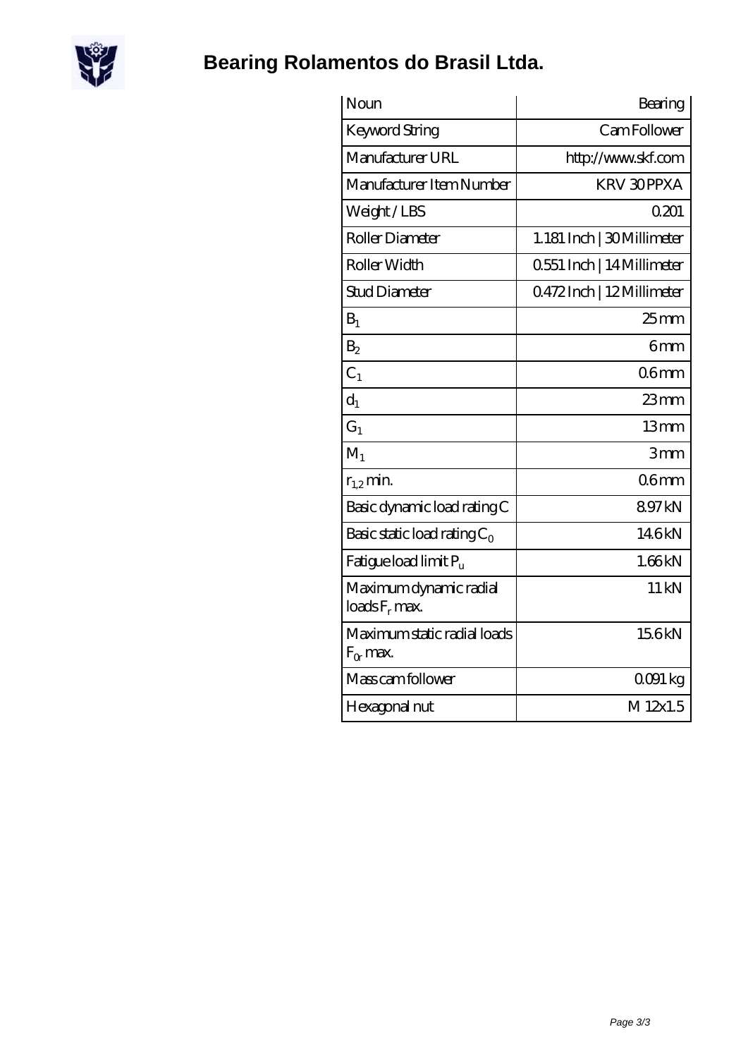# Bearing Rolamentos do Brasil Ltda.

| | |
|---|---|
| Noun | Bearing |
| Keyword String | Cam Follower |
| Manufacturer URL | http://www.skf.com |
| Manufacturer Item Number | KRV 30 PPXA |
| Weight / LBS | 0.201 |
| Roller Diameter | 1.181 Inch \| 30 Millimeter |
| Roller Width | 0.551 Inch \| 14 Millimeter |
| Stud Diameter | 0.472 Inch \| 12 Millimeter |
| $B_1$ | 25 mm |
| $B_2$ | 6 mm |
| $C_1$ | 0.6 mm |
| $d_1$ | 23 mm |
| $G_1$ | 13 mm |
| $M_1$ | 3 mm |
| $r_{1,2}$ min. | 0.6 mm |
| Basic dynamic load rating C | 8.97 kN |
| Basic static load rating $C_0$ | 14.6 kN |
| Fatigue load limit $P_u$ | 1.66 kN |
| Maximum dynamic radial loads $F_r$ max. | 11 kN |
| Maximum static radial loads $F_{0r}$ max. | 15.6 kN |
| Mass cam follower | 0.091 kg |
| Hexagonal nut | M 12x1.5 |